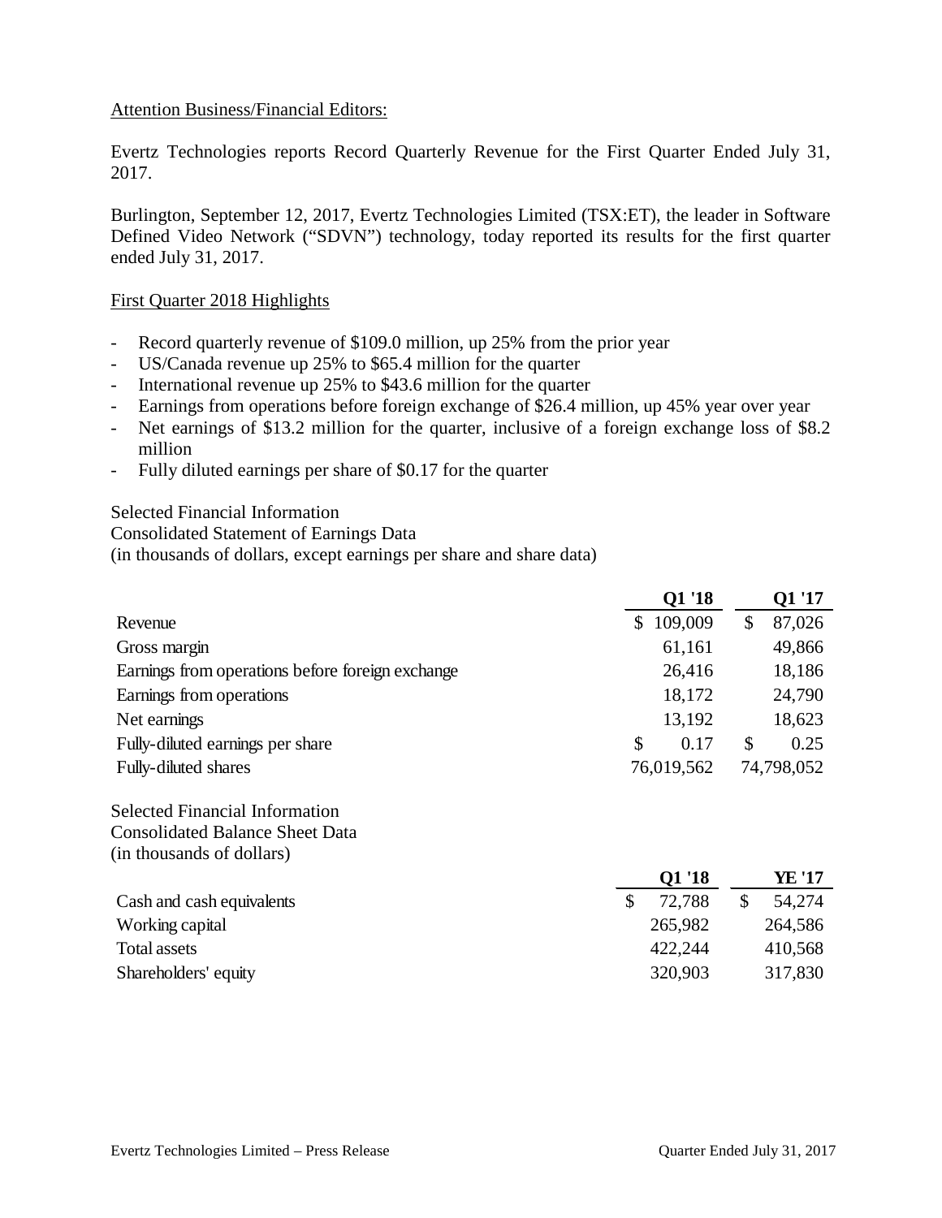Attention Business/Financial Editors:

Evertz Technologies reports Record Quarterly Revenue for the First Quarter Ended July 31, 2017.

Burlington, September 12, 2017, Evertz Technologies Limited (TSX:ET), the leader in Software Defined Video Network ("SDVN") technology, today reported its results for the first quarter ended July 31, 2017.

First Quarter 2018 Highlights

- Record quarterly revenue of $109.0 million, up 25% from the prior year
- US/Canada revenue up 25% to $65.4 million for the quarter
- International revenue up 25% to $43.6 million for the quarter
- Earnings from operations before foreign exchange of $26.4 million, up 45% year over year
- Net earnings of $13.2 million for the quarter, inclusive of a foreign exchange loss of $8.2 million
- Fully diluted earnings per share of $0.17 for the quarter

Selected Financial Information
Consolidated Statement of Earnings Data
(in thousands of dollars, except earnings per share and share data)

| | Q1 '18 | Q1 '17 |
|---|---|---|
| Revenue | $ 109,009 | $ 87,026 |
| Gross margin | 61,161 | 49,866 |
| Earnings from operations before foreign exchange | 26,416 | 18,186 |
| Earnings from operations | 18,172 | 24,790 |
| Net earnings | 13,192 | 18,623 |
| Fully-diluted earnings per share | $ 0.17 | $ 0.25 |
| Fully-diluted shares | 76,019,562 | 74,798,052 |

Selected Financial Information
Consolidated Balance Sheet Data
(in thousands of dollars)

| | Q1 '18 | YE '17 |
|---|---|---|
| Cash and cash equivalents | $ 72,788 | $ 54,274 |
| Working capital | 265,982 | 264,586 |
| Total assets | 422,244 | 410,568 |
| Shareholders' equity | 320,903 | 317,830 |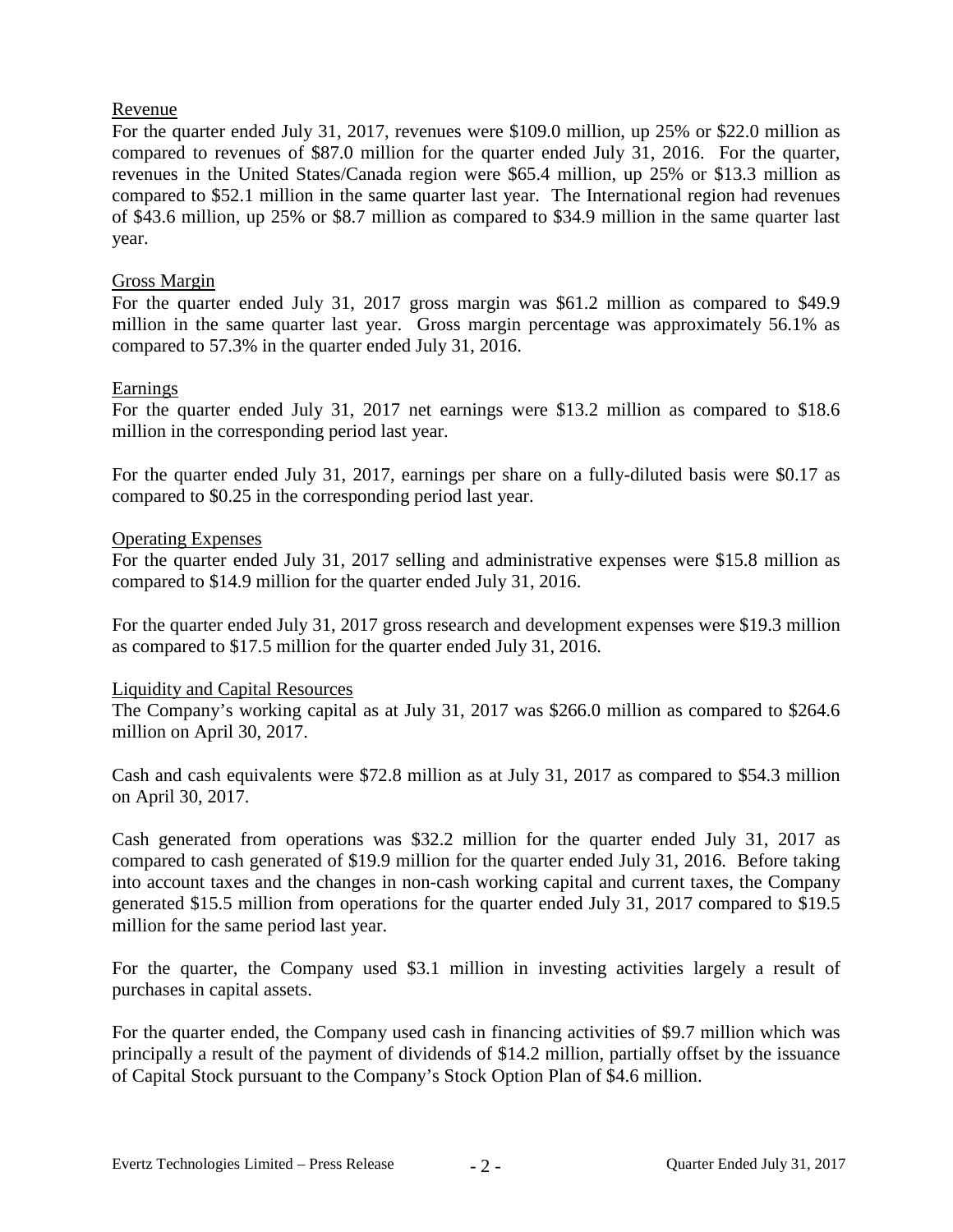## Revenue

For the quarter ended July 31, 2017, revenues were $109.0 million, up 25% or $22.0 million as compared to revenues of $87.0 million for the quarter ended July 31, 2016. For the quarter, revenues in the United States/Canada region were $65.4 million, up 25% or $13.3 million as compared to $52.1 million in the same quarter last year. The International region had revenues of $43.6 million, up 25% or $8.7 million as compared to $34.9 million in the same quarter last year.

## Gross Margin

For the quarter ended July 31, 2017 gross margin was $61.2 million as compared to $49.9 million in the same quarter last year. Gross margin percentage was approximately 56.1% as compared to 57.3% in the quarter ended July 31, 2016.

## Earnings

For the quarter ended July 31, 2017 net earnings were $13.2 million as compared to $18.6 million in the corresponding period last year.

For the quarter ended July 31, 2017, earnings per share on a fully-diluted basis were $0.17 as compared to $0.25 in the corresponding period last year.

## Operating Expenses

For the quarter ended July 31, 2017 selling and administrative expenses were $15.8 million as compared to $14.9 million for the quarter ended July 31, 2016.

For the quarter ended July 31, 2017 gross research and development expenses were $19.3 million as compared to $17.5 million for the quarter ended July 31, 2016.

## Liquidity and Capital Resources

The Company's working capital as at July 31, 2017 was $266.0 million as compared to $264.6 million on April 30, 2017.

Cash and cash equivalents were $72.8 million as at July 31, 2017 as compared to $54.3 million on April 30, 2017.

Cash generated from operations was $32.2 million for the quarter ended July 31, 2017 as compared to cash generated of $19.9 million for the quarter ended July 31, 2016. Before taking into account taxes and the changes in non-cash working capital and current taxes, the Company generated $15.5 million from operations for the quarter ended July 31, 2017 compared to $19.5 million for the same period last year.

For the quarter, the Company used $3.1 million in investing activities largely a result of purchases in capital assets.

For the quarter ended, the Company used cash in financing activities of $9.7 million which was principally a result of the payment of dividends of $14.2 million, partially offset by the issuance of Capital Stock pursuant to the Company's Stock Option Plan of $4.6 million.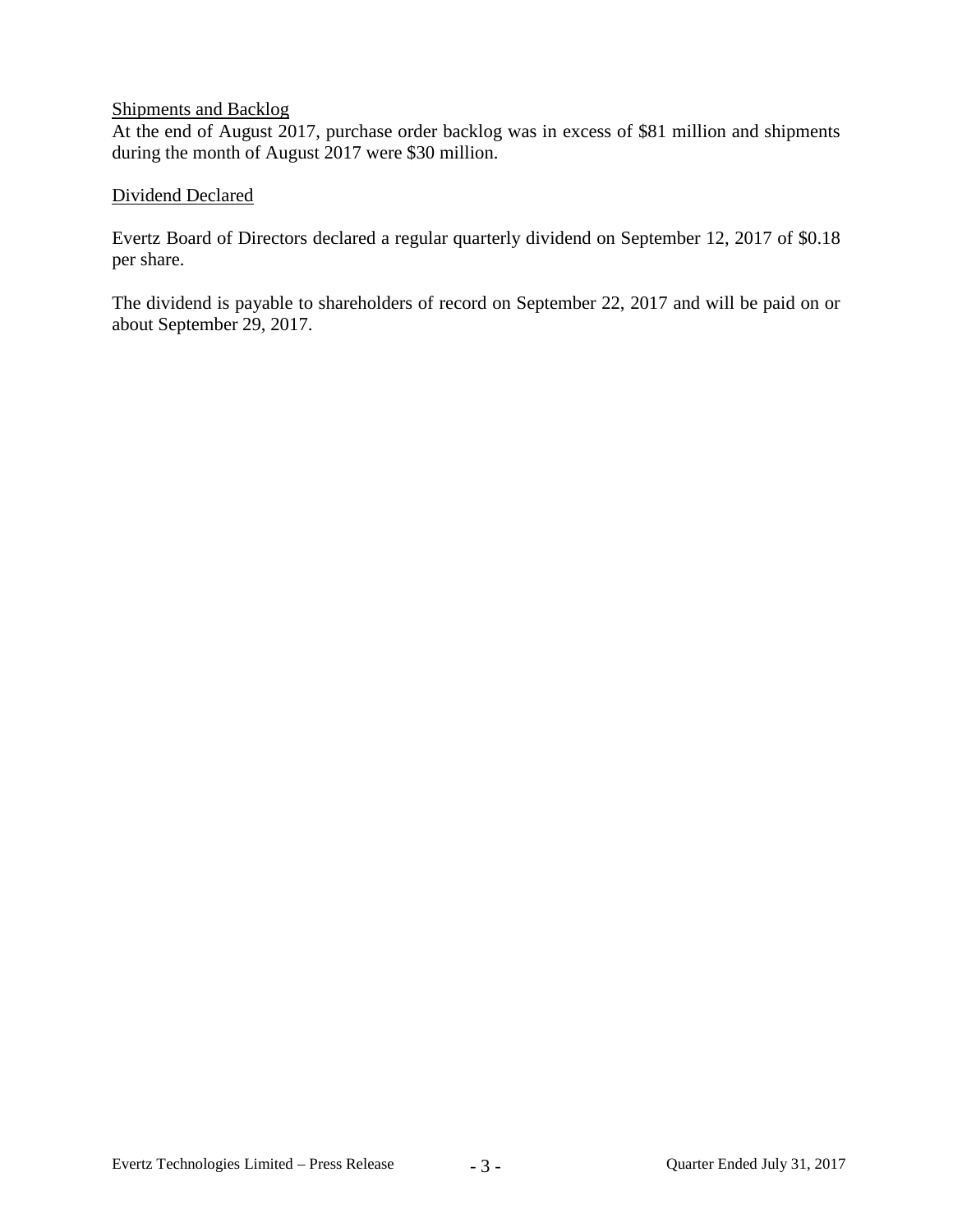Shipments and Backlog

At the end of August 2017, purchase order backlog was in excess of $81 million and shipments during the month of August 2017 were $30 million.

Dividend Declared

Evertz Board of Directors declared a regular quarterly dividend on September 12, 2017 of $0.18 per share.

The dividend is payable to shareholders of record on September 22, 2017 and will be paid on or about September 29, 2017.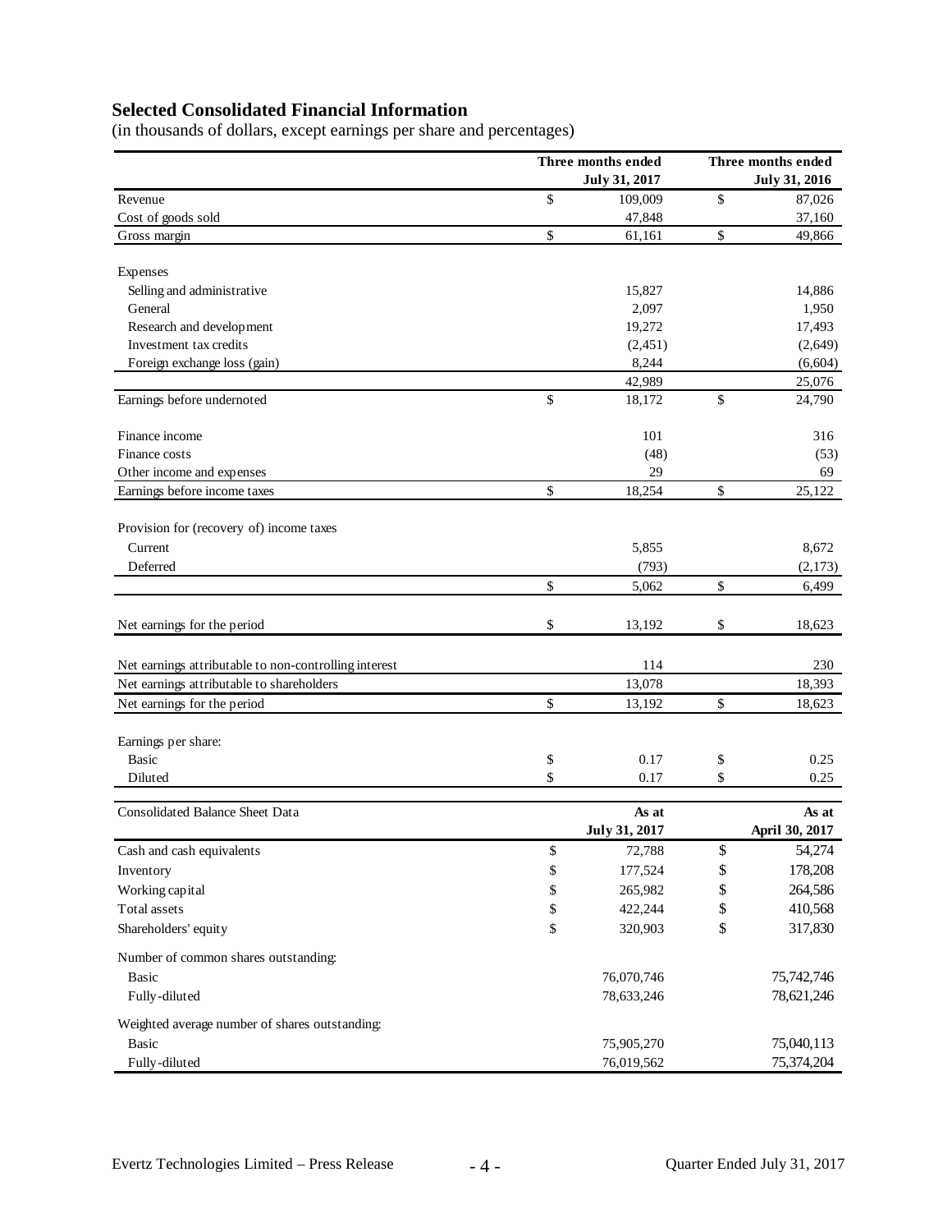## Selected Consolidated Financial Information

(in thousands of dollars, except earnings per share and percentages)

| | Three months ended July 31, 2017 | Three months ended July 31, 2016 |
|---|---|---|
| Revenue | $ 109,009 | $ 87,026 |
| Cost of goods sold | 47,848 | 37,160 |
| Gross margin | $ 61,161 | $ 49,866 |
| | | |
| Expenses | | |
| Selling and administrative | 15,827 | 14,886 |
| General | 2,097 | 1,950 |
| Research and development | 19,272 | 17,493 |
| Investment tax credits | (2,451) | (2,649) |
| Foreign exchange loss (gain) | 8,244 | (6,604) |
| | 42,989 | 25,076 |
| Earnings before undernoted | $ 18,172 | $ 24,790 |
| | | |
| Finance income | 101 | 316 |
| Finance costs | (48) | (53) |
| Other income and expenses | 29 | 69 |
| Earnings before income taxes | $ 18,254 | $ 25,122 |
| | | |
| Provision for (recovery of) income taxes | | |
| Current | 5,855 | 8,672 |
| Deferred | (793) | (2,173) |
| | $ 5,062 | $ 6,499 |
| | | |
| Net earnings for the period | $ 13,192 | $ 18,623 |
| | | |
| Net earnings attributable to non-controlling interest | 114 | 230 |
| Net earnings attributable to shareholders | 13,078 | 18,393 |
| Net earnings for the period | $ 13,192 | $ 18,623 |
| | | |
| Earnings per share: | | |
| Basic | $ 0.17 | $ 0.25 |
| Diluted | $ 0.17 | $ 0.25 |

| Consolidated Balance Sheet Data | As at July 31, 2017 | As at April 30, 2017 |
|---|---|---|
| Cash and cash equivalents | $ 72,788 | $ 54,274 |
| Inventory | $ 177,524 | $ 178,208 |
| Working capital | $ 265,982 | $ 264,586 |
| Total assets | $ 422,244 | $ 410,568 |
| Shareholders' equity | $ 320,903 | $ 317,830 |
| | | |
| Number of common shares outstanding: | | |
| Basic | 76,070,746 | 75,742,746 |
| Fully-diluted | 78,633,246 | 78,621,246 |
| | | |
| Weighted average number of shares outstanding: | | |
| Basic | 75,905,270 | 75,040,113 |
| Fully-diluted | 76,019,562 | 75,374,204 |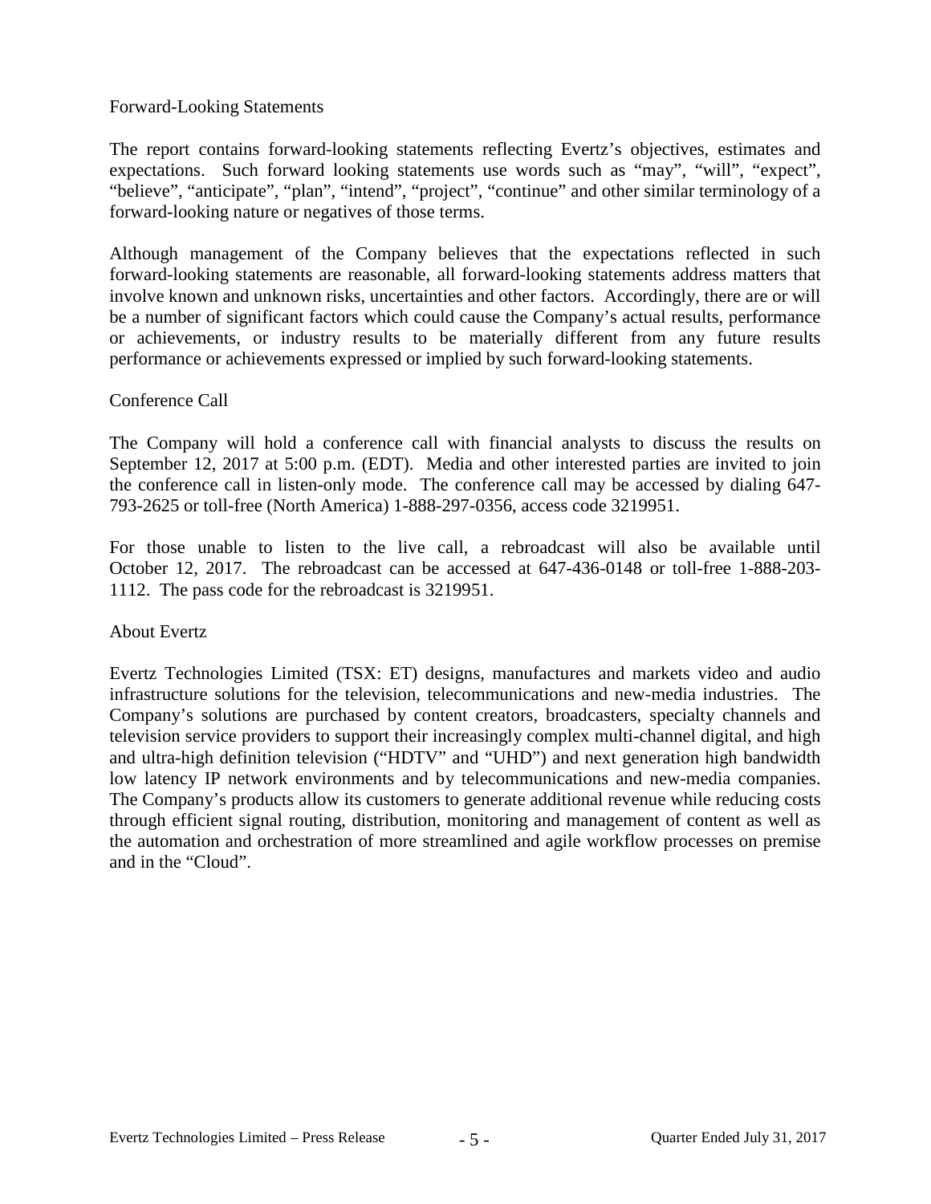## Forward-Looking Statements

The report contains forward-looking statements reflecting Evertz's objectives, estimates and expectations. Such forward looking statements use words such as "may", "will", "expect", "believe", "anticipate", "plan", "intend", "project", "continue" and other similar terminology of a forward-looking nature or negatives of those terms.

Although management of the Company believes that the expectations reflected in such forward-looking statements are reasonable, all forward-looking statements address matters that involve known and unknown risks, uncertainties and other factors. Accordingly, there are or will be a number of significant factors which could cause the Company's actual results, performance or achievements, or industry results to be materially different from any future results performance or achievements expressed or implied by such forward-looking statements.

## Conference Call

The Company will hold a conference call with financial analysts to discuss the results on September 12, 2017 at 5:00 p.m. (EDT). Media and other interested parties are invited to join the conference call in listen-only mode. The conference call may be accessed by dialing 647-793-2625 or toll-free (North America) 1-888-297-0356, access code 3219951.

For those unable to listen to the live call, a rebroadcast will also be available until October 12, 2017. The rebroadcast can be accessed at 647-436-0148 or toll-free 1-888-203-1112. The pass code for the rebroadcast is 3219951.

## About Evertz

Evertz Technologies Limited (TSX: ET) designs, manufactures and markets video and audio infrastructure solutions for the television, telecommunications and new-media industries. The Company's solutions are purchased by content creators, broadcasters, specialty channels and television service providers to support their increasingly complex multi-channel digital, and high and ultra-high definition television ("HDTV" and "UHD") and next generation high bandwidth low latency IP network environments and by telecommunications and new-media companies. The Company's products allow its customers to generate additional revenue while reducing costs through efficient signal routing, distribution, monitoring and management of content as well as the automation and orchestration of more streamlined and agile workflow processes on premise and in the "Cloud".